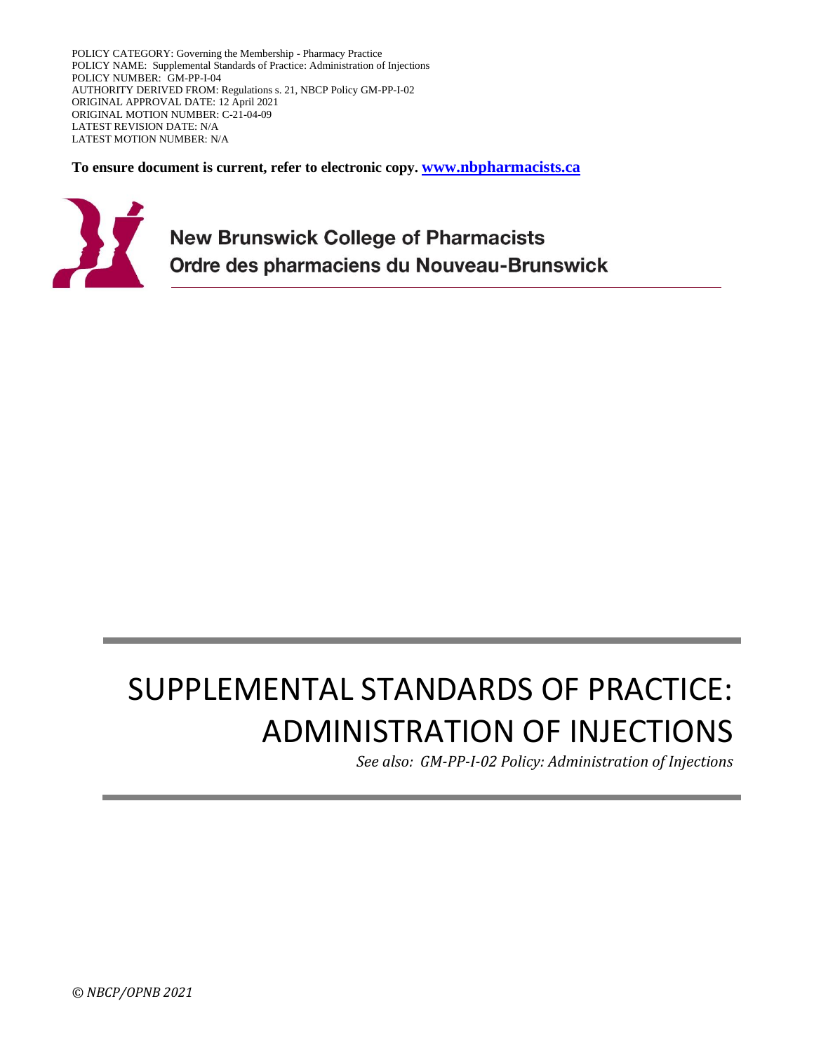POLICY CATEGORY: Governing the Membership - Pharmacy Practice
POLICY NAME: Supplemental Standards of Practice: Administration of Injections
POLICY NUMBER: GM-PP-I-04
AUTHORITY DERIVED FROM: Regulations s. 21, NBCP Policy GM-PP-I-02
ORIGINAL APPROVAL DATE: 12 April 2021
ORIGINAL MOTION NUMBER: C-21-04-09
LATEST REVISION DATE: N/A
LATEST MOTION NUMBER: N/A

**To ensure document is current, refer to electronic copy. [www.nbpharmacists.ca](http://www.nbpharmacists.ca)**

**New Brunswick College of Pharmacists**
**Ordre des pharmaciens du Nouveau-Brunswick**

# SUPPLEMENTAL STANDARDS OF PRACTICE: ADMINISTRATION OF INJECTIONS

*See also: GM-PP-I-02 Policy: Administration of Injections*

*© NBCP/OPNB 2021*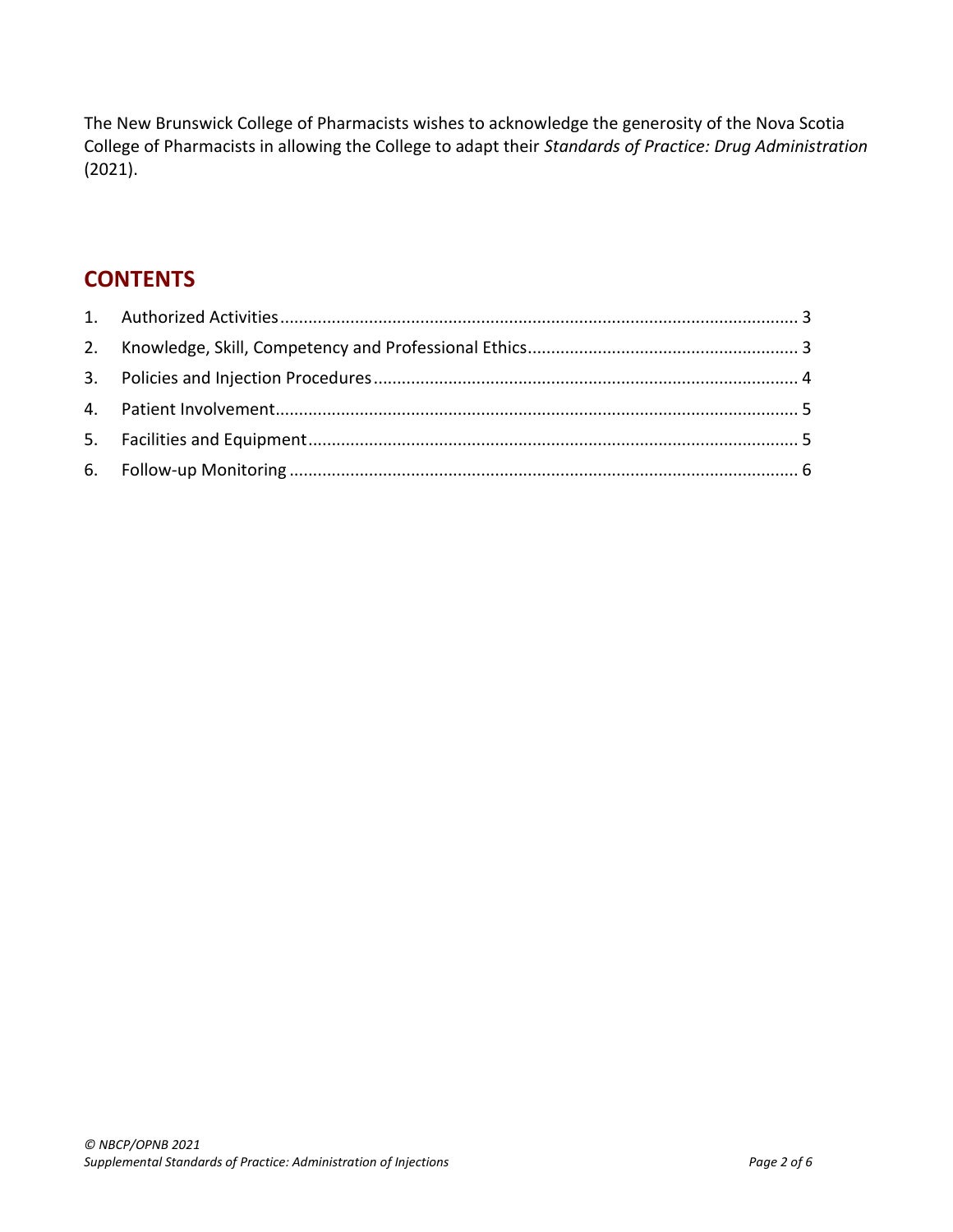The New Brunswick College of Pharmacists wishes to acknowledge the generosity of the Nova Scotia College of Pharmacists in allowing the College to adapt their *Standards of Practice: Drug Administration* (2021).

## CONTENTS

1. Authorized Activities .................................................. 3
2. Knowledge, Skill, Competency and Professional Ethics .................................................. 3
3. Policies and Injection Procedures .................................................. 4
4. Patient Involvement .................................................. 5
5. Facilities and Equipment .................................................. 5
6. Follow-up Monitoring .................................................. 6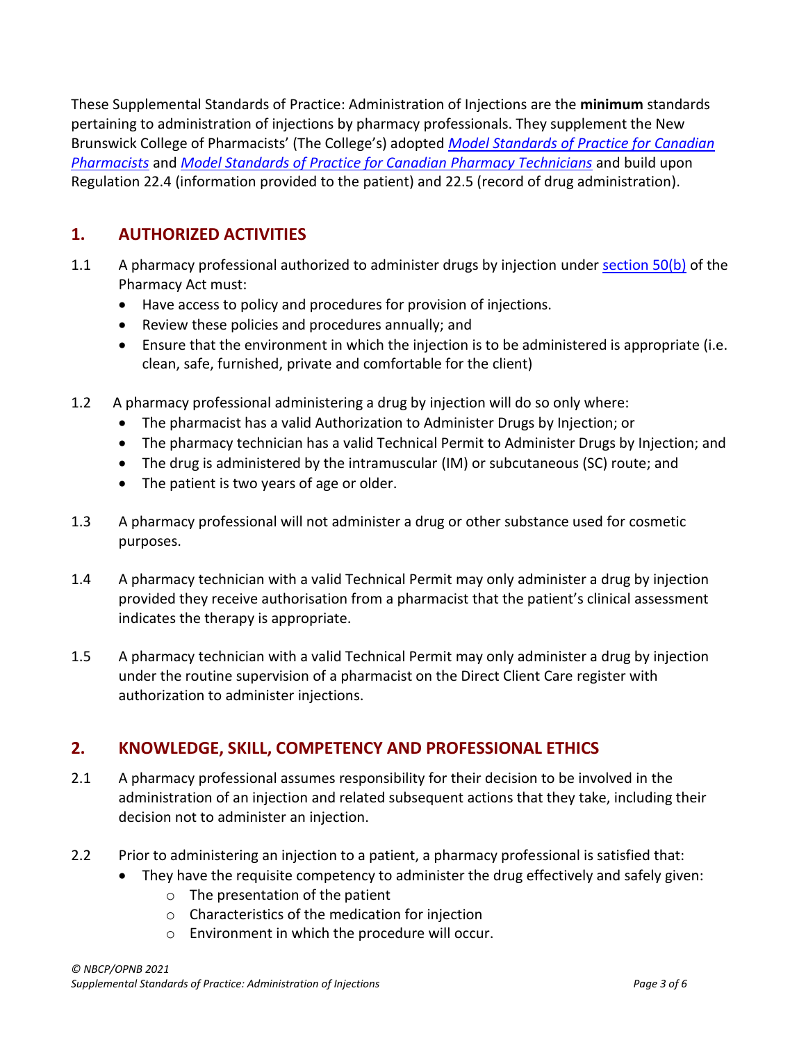These Supplemental Standards of Practice: Administration of Injections are the **minimum** standards pertaining to administration of injections by pharmacy professionals. They supplement the New Brunswick College of Pharmacists' (The College's) adopted *Model Standards of Practice for Canadian Pharmacists* and *Model Standards of Practice for Canadian Pharmacy Technicians* and build upon Regulation 22.4 (information provided to the patient) and 22.5 (record of drug administration).

## 1. AUTHORIZED ACTIVITIES

1.1 A pharmacy professional authorized to administer drugs by injection under section 50(b) of the Pharmacy Act must:

- Have access to policy and procedures for provision of injections.
- Review these policies and procedures annually; and
- Ensure that the environment in which the injection is to be administered is appropriate (i.e. clean, safe, furnished, private and comfortable for the client)

1.2 A pharmacy professional administering a drug by injection will do so only where:

- The pharmacist has a valid Authorization to Administer Drugs by Injection; or
- The pharmacy technician has a valid Technical Permit to Administer Drugs by Injection; and
- The drug is administered by the intramuscular (IM) or subcutaneous (SC) route; and
- The patient is two years of age or older.

1.3 A pharmacy professional will not administer a drug or other substance used for cosmetic purposes.

1.4 A pharmacy technician with a valid Technical Permit may only administer a drug by injection provided they receive authorisation from a pharmacist that the patient's clinical assessment indicates the therapy is appropriate.

1.5 A pharmacy technician with a valid Technical Permit may only administer a drug by injection under the routine supervision of a pharmacist on the Direct Client Care register with authorization to administer injections.

## 2. KNOWLEDGE, SKILL, COMPETENCY AND PROFESSIONAL ETHICS

2.1 A pharmacy professional assumes responsibility for their decision to be involved in the administration of an injection and related subsequent actions that they take, including their decision not to administer an injection.

2.2 Prior to administering an injection to a patient, a pharmacy professional is satisfied that:

- They have the requisite competency to administer the drug effectively and safely given:
  - The presentation of the patient
  - Characteristics of the medication for injection
  - Environment in which the procedure will occur.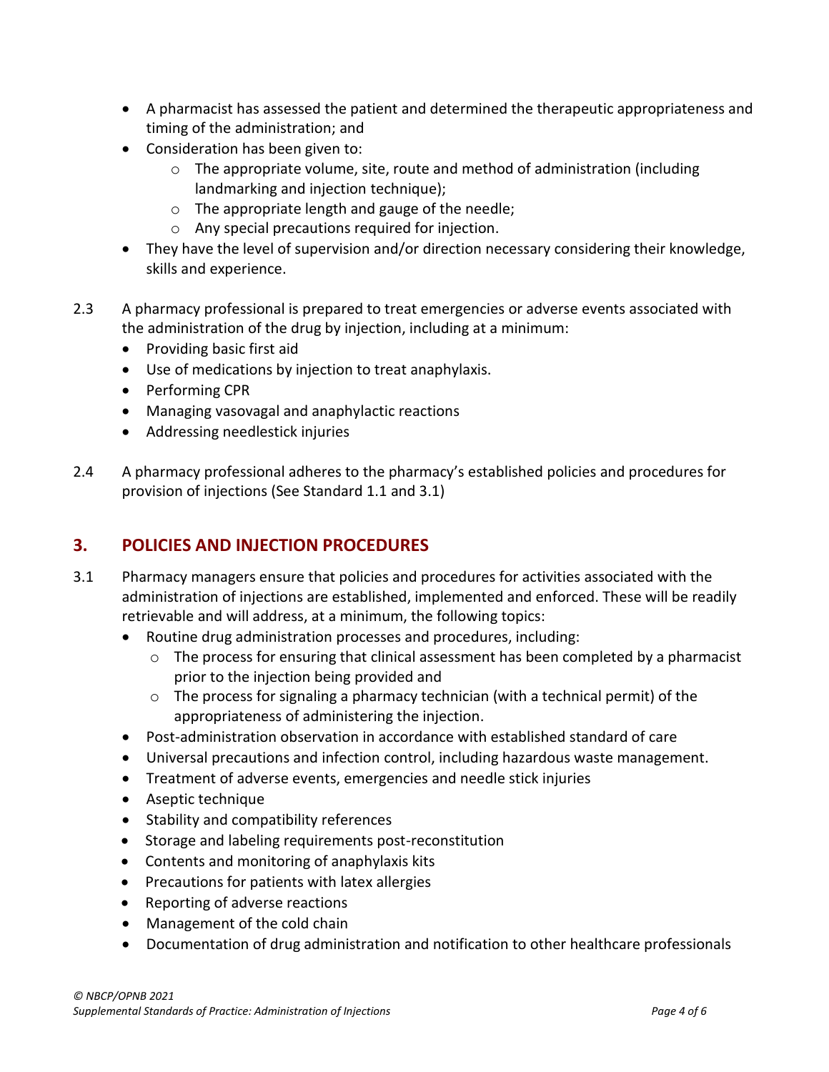- A pharmacist has assessed the patient and determined the therapeutic appropriateness and timing of the administration; and
- Consideration has been given to:
  - The appropriate volume, site, route and method of administration (including landmarking and injection technique);
  - The appropriate length and gauge of the needle;
  - Any special precautions required for injection.
- They have the level of supervision and/or direction necessary considering their knowledge, skills and experience.

2.3 A pharmacy professional is prepared to treat emergencies or adverse events associated with the administration of the drug by injection, including at a minimum:

- Providing basic first aid
- Use of medications by injection to treat anaphylaxis.
- Performing CPR
- Managing vasovagal and anaphylactic reactions
- Addressing needlestick injuries

2.4 A pharmacy professional adheres to the pharmacy's established policies and procedures for provision of injections (See Standard 1.1 and 3.1)

## 3. POLICIES AND INJECTION PROCEDURES

3.1 Pharmacy managers ensure that policies and procedures for activities associated with the administration of injections are established, implemented and enforced. These will be readily retrievable and will address, at a minimum, the following topics:

- Routine drug administration processes and procedures, including:
  - The process for ensuring that clinical assessment has been completed by a pharmacist prior to the injection being provided and
  - The process for signaling a pharmacy technician (with a technical permit) of the appropriateness of administering the injection.
- Post-administration observation in accordance with established standard of care
- Universal precautions and infection control, including hazardous waste management.
- Treatment of adverse events, emergencies and needle stick injuries
- Aseptic technique
- Stability and compatibility references
- Storage and labeling requirements post-reconstitution
- Contents and monitoring of anaphylaxis kits
- Precautions for patients with latex allergies
- Reporting of adverse reactions
- Management of the cold chain
- Documentation of drug administration and notification to other healthcare professionals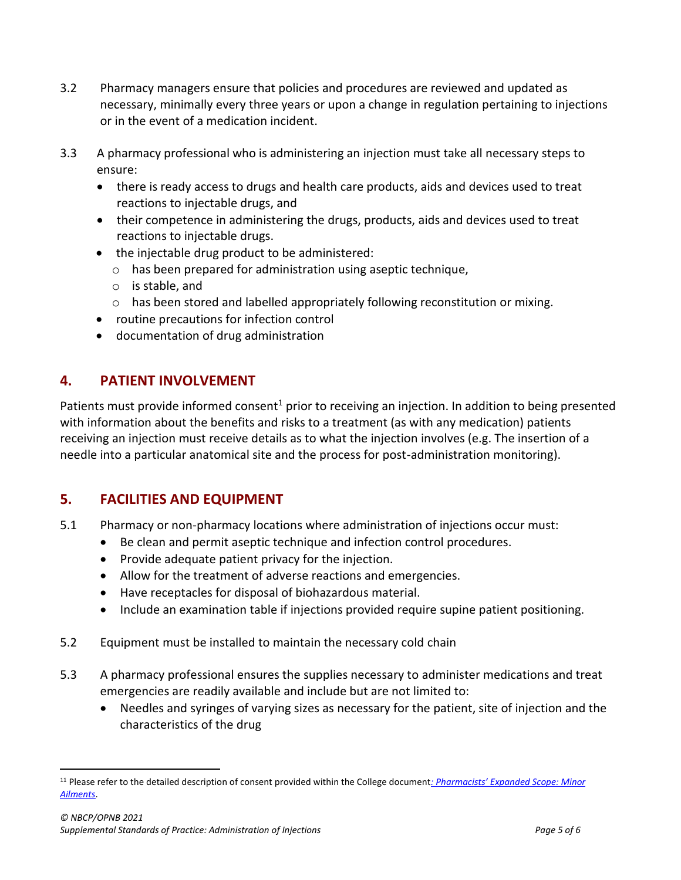3.2 Pharmacy managers ensure that policies and procedures are reviewed and updated as necessary, minimally every three years or upon a change in regulation pertaining to injections or in the event of a medication incident.

3.3 A pharmacy professional who is administering an injection must take all necessary steps to ensure:

- there is ready access to drugs and health care products, aids and devices used to treat reactions to injectable drugs, and
- their competence in administering the drugs, products, aids and devices used to treat reactions to injectable drugs.
- the injectable drug product to be administered:
  - has been prepared for administration using aseptic technique,
  - is stable, and
  - has been stored and labelled appropriately following reconstitution or mixing.
- routine precautions for infection control
- documentation of drug administration

## 4. PATIENT INVOLVEMENT

Patients must provide informed consent[1] prior to receiving an injection. In addition to being presented with information about the benefits and risks to a treatment (as with any medication) patients receiving an injection must receive details as to what the injection involves (e.g. The insertion of a needle into a particular anatomical site and the process for post-administration monitoring).

## 5. FACILITIES AND EQUIPMENT

5.1 Pharmacy or non-pharmacy locations where administration of injections occur must:

- Be clean and permit aseptic technique and infection control procedures.
- Provide adequate patient privacy for the injection.
- Allow for the treatment of adverse reactions and emergencies.
- Have receptacles for disposal of biohazardous material.
- Include an examination table if injections provided require supine patient positioning.

5.2 Equipment must be installed to maintain the necessary cold chain

5.3 A pharmacy professional ensures the supplies necessary to administer medications and treat emergencies are readily available and include but are not limited to:

- Needles and syringes of varying sizes as necessary for the patient, site of injection and the characteristics of the drug

---

[11] Please refer to the detailed description of consent provided within the College document*: Pharmacists' Expanded Scope: Minor Ailments*.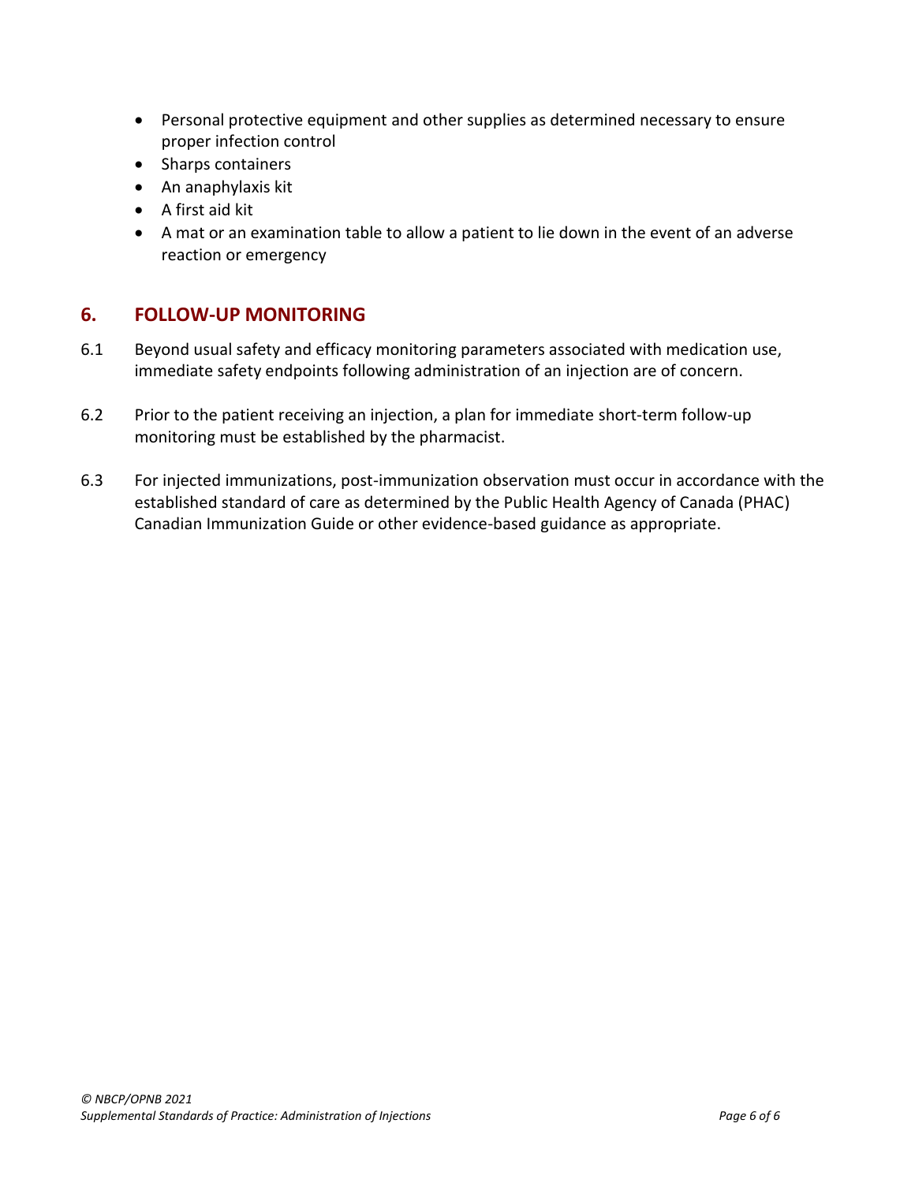- Personal protective equipment and other supplies as determined necessary to ensure proper infection control
- Sharps containers
- An anaphylaxis kit
- A first aid kit
- A mat or an examination table to allow a patient to lie down in the event of an adverse reaction or emergency

## 6. FOLLOW-UP MONITORING

6.1 Beyond usual safety and efficacy monitoring parameters associated with medication use, immediate safety endpoints following administration of an injection are of concern.

6.2 Prior to the patient receiving an injection, a plan for immediate short-term follow-up monitoring must be established by the pharmacist.

6.3 For injected immunizations, post-immunization observation must occur in accordance with the established standard of care as determined by the Public Health Agency of Canada (PHAC) Canadian Immunization Guide or other evidence-based guidance as appropriate.